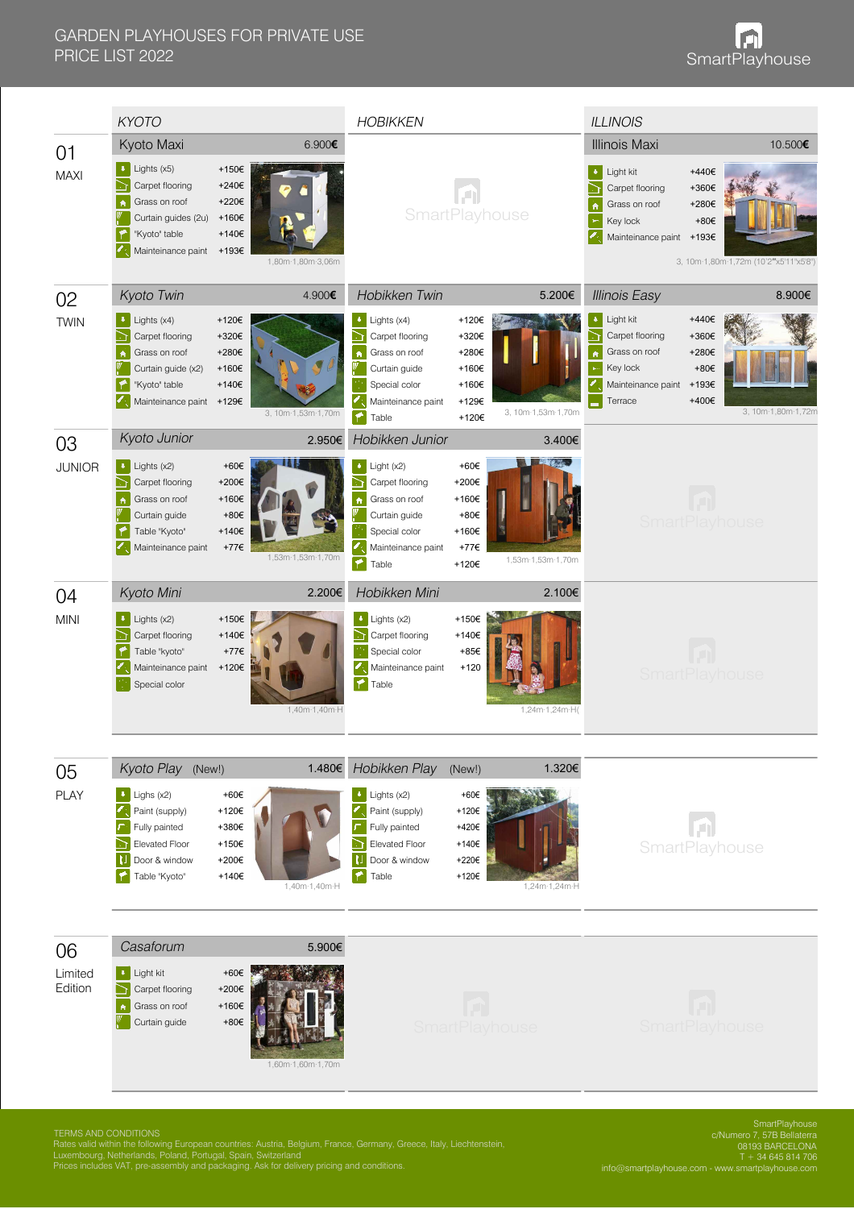# GARDEN PLAYHOUSES FOR PRIVATE USE
## PRICE LIST 2022

SmartPlayhouse

## KYOTO | HOBIKKEN | ILLINOIS

### 01 MAXI

**Kyoto Maxi** — 6.900€

| Option | Price |
|---|---|
| Lights (x5) | +150€ |
| Carpet flooring | +240€ |
| Grass on roof | +220€ |
| Curtain guides (2u) | +160€ |
| "Kyoto" table | +140€ |
| Mainteinance paint | +193€ |

1,80m·1,80m·3,06m

**Hobikken** — SmartPlayhouse

**Illinois Maxi** — 10.500€

| Option | Price |
|---|---|
| Light kit | +440€ |
| Carpet flooring | +360€ |
| Grass on roof | +280€ |
| Key lock | +80€ |
| Mainteinance paint | +193€ |

3, 10m·1,80m·1,72m (10'2"x5'11"x5'8")

### 02 TWIN

**Kyoto Twin** — 4.900€

| Option | Price |
|---|---|
| Lights (x4) | +120€ |
| Carpet flooring | +320€ |
| Grass on roof | +280€ |
| Curtain guide (x2) | +160€ |
| "Kyoto" table | +140€ |
| Mainteinance paint | +129€ |

3, 10m·1,53m·1,70m

**Hobikken Twin** — 5.200€

| Option | Price |
|---|---|
| Lights (x4) | +120€ |
| Carpet flooring | +320€ |
| Grass on roof | +280€ |
| Curtain guide | +160€ |
| Special color | +160€ |
| Mainteinance paint | +129€ |
| Table | +120€ |

3, 10m·1,53m·1,70m

**Illinois Easy** — 8.900€

| Option | Price |
|---|---|
| Light kit | +440€ |
| Carpet flooring | +360€ |
| Grass on roof | +280€ |
| Key lock | +80€ |
| Mainteinance paint | +193€ |
| Terrace | +400€ |

3, 10m·1,80m·1,72m

### 03 JUNIOR

**Kyoto Junior** — 2.950€

| Option | Price |
|---|---|
| Lights (x2) | +60€ |
| Carpet flooring | +200€ |
| Grass on roof | +160€ |
| Curtain guide | +80€ |
| Table "Kyoto" | +140€ |
| Mainteinance paint | +77€ |

1,53m·1,53m·1,70m

**Hobikken Junior** — 3.400€

| Option | Price |
|---|---|
| Light (x2) | +60€ |
| Carpet flooring | +200€ |
| Grass on roof | +160€ |
| Curtain guide | +80€ |
| Special color | +160€ |
| Mainteinance paint | +77€ |
| Table | +120€ |

1,53m·1,53m·1,70m

SmartPlayhouse

### 04 MINI

**Kyoto Mini** — 2.200€

| Option | Price |
|---|---|
| Lights (x2) | +150€ |
| Carpet flooring | +140€ |
| Table "kyoto" | +77€ |
| Mainteinance paint | +120€ |
| Special color | |

1,40m·1,40m·H

**Hobikken Mini** — 2.100€

| Option | Price |
|---|---|
| Lights (x2) | +150€ |
| Carpet flooring | +140€ |
| Special color | +85€ |
| Mainteinance paint | +120 |
| Table | |

1,24m·1,24m·H(

SmartPlayhouse

### 05 PLAY

**Kyoto Play (New!)** — 1.480€

| Option | Price |
|---|---|
| Lighs (x2) | +60€ |
| Paint (supply) | +120€ |
| Fully painted | +380€ |
| Elevated Floor | +150€ |
| Door & window | +200€ |
| Table "Kyoto" | +140€ |

1,40m·1,40m·H

**Hobikken Play (New!)** — 1.320€

| Option | Price |
|---|---|
| Lights (x2) | +60€ |
| Paint (supply) | +120€ |
| Fully painted | +420€ |
| Elevated Floor | +140€ |
| Door & window | +220€ |
| Table | +120€ |

1,24m·1,24m·H

SmartPlayhouse

### 06 Limited Edition

**Casaforum** — 5.900€

| Option | Price |
|---|---|
| Light kit | +60€ |
| Carpet flooring | +200€ |
| Grass on roof | +160€ |
| Curtain guide | +80€ |

1,60m·1,60m·1,70m

SmartPlayhouse

SmartPlayhouse

---

TERMS AND CONDITIONS
Rates valid within the following European countries: Austria, Belgium, France, Germany, Greece, Italy, Liechtenstein, Luxembourg, Netherlands, Poland, Portugal, Spain, Switzerland
Prices includes VAT, pre-assembly and packaging. Ask for delivery pricing and conditions.

SmartPlayhouse
c/Numero 7, 57B Bellaterra
08193 BARCELONA
T + 34 645 814 706
info@smartplayhouse.com - www.smartplayhouse.com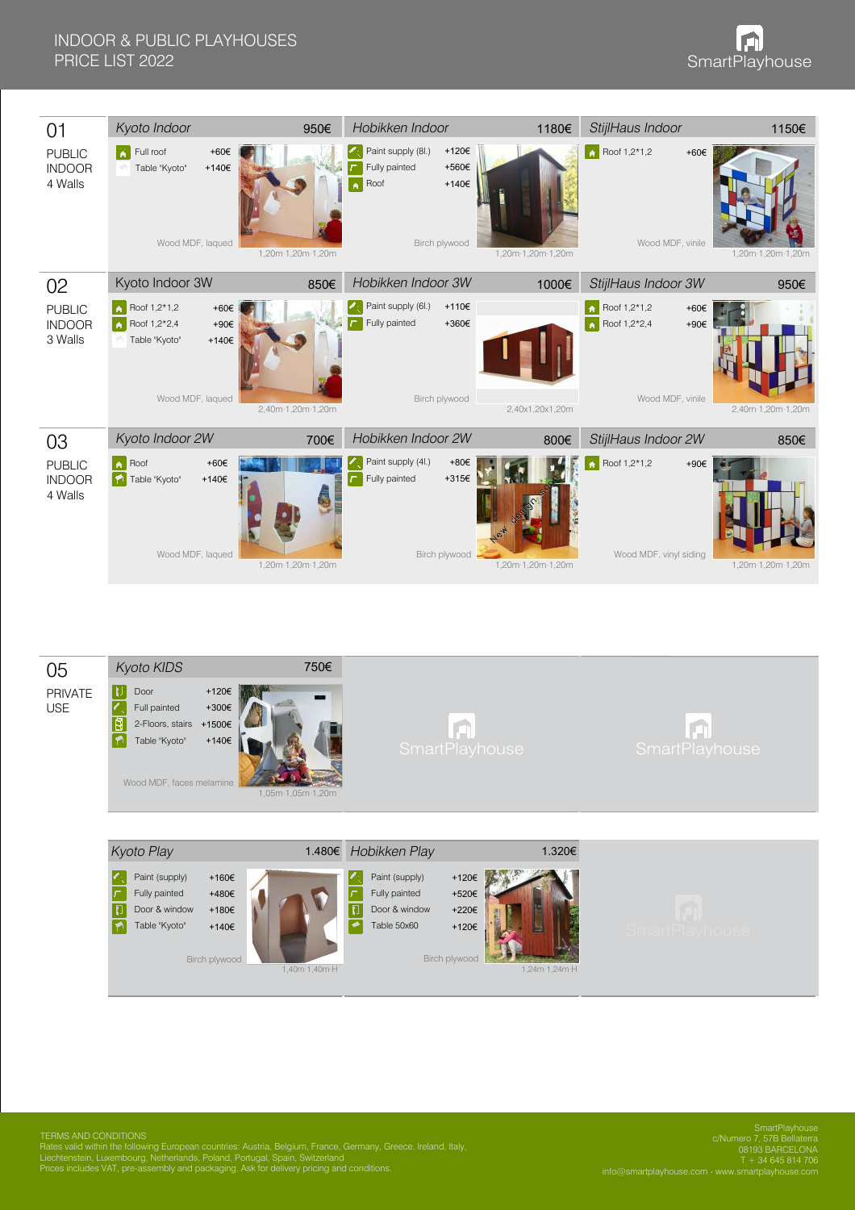# INDOOR & PUBLIC PLAYHOUSES
## PRICE LIST 2022

SmartPlayhouse

## 01 PUBLIC INDOOR 4 Walls

### Kyoto Indoor — 950€

- Full roof +60€
- Table "Kyoto" +140€

Wood MDF, laqued

1,20m·1,20m·1,20m

### Hobikken Indoor — 1180€

- Paint supply (8l.) +120€
- Fully painted +560€
- Roof +140€

Birch plywood

1,20m·1,20m·1,20m

### StijlHaus Indoor — 1150€

- Roof 1,2*1,2 +60€

Wood MDF, vinile

1,20m·1,20m·1,20m

## 02 PUBLIC INDOOR 3 Walls

### Kyoto Indoor 3W — 850€

- Roof 1,2*1,2 +60€
- Roof 1,2*2,4 +90€
- Table "Kyoto" +140€

Wood MDF, laqued

2,40m·1,20m·1,20m

### Hobikken Indoor 3W — 1000€

- Paint supply (6l.) +110€
- Fully painted +360€

Birch plywood

2,40x1,20x1,20m

### StijlHaus Indoor 3W — 950€

- Roof 1,2*1,2 +60€
- Roof 1,2*2,4 +90€

Wood MDF, vinile

2,40m·1,20m·1,20m

## 03 PUBLIC INDOOR 4 Walls

### Kyoto Indoor 2W — 700€

- Roof +60€
- Table "Kyoto" +140€

Wood MDF, laqued

1,20m·1,20m·1,20m

### Hobikken Indoor 2W — 800€

- Paint supply (4l.) +80€
- Fully painted +315€

Birch plywood

1,20m·1,20m·1,20m

### StijlHaus Indoor 2W — 850€

- Roof 1,2*1,2 +90€

Wood MDF, vinyl siding

1,20m·1,20m·1,20m

## 05 PRIVATE USE

### Kyoto KIDS — 750€

- Door +120€
- Full painted +300€
- 2-Floors, stairs +1500€
- Table "Kyoto" +140€

Wood MDF, faces melamine

1,05m·1,05m·1,20m

### Kyoto Play — 1.480€

- Paint (supply) +160€
- Fully painted +480€
- Door & window +180€
- Table "Kyoto" +140€

Birch plywood

1,40m·1,40m·H

### Hobikken Play — 1.320€

- Paint (supply) +120€
- Fully painted +520€
- Door & window +220€
- Table 50x60 +120€

Birch plywood

1,24m·1,24m·H

---

TERMS AND CONDITIONS
Rates valid within the following European countries: Austria, Belgium, France, Germany, Greece, Ireland, Italy, Liechtenstein, Luxembourg, Netherlands, Poland, Portugal, Spain, Switzerland
Prices includes VAT, pre-assembly and packaging. Ask for delivery pricing and conditions.

SmartPlayhouse
c/Numero 7, 57B Bellaterra
08193 BARCELONA
T + 34 645 814 706
info@smartplayhouse.com - www.smartplayhouse.com